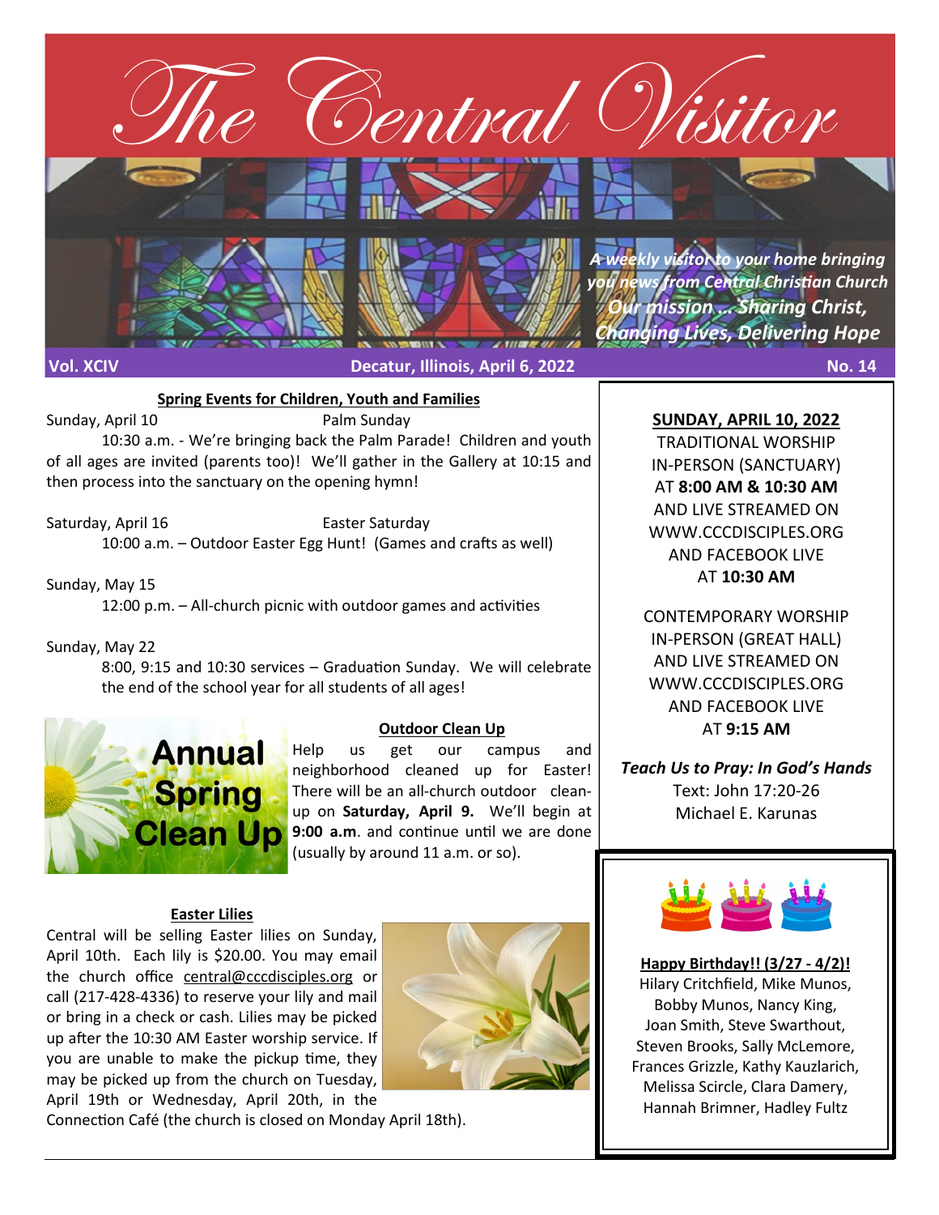# The Central Visitor

*A weekly visitor to your home bringing you news from Central Christian Church*
***Our mission ... Sharing Christ, Changing Lives, Delivering Hope***

**Vol. XCIV** | **Decatur, Illinois, April 6, 2022** | **No. 14**

## Spring Events for Children, Youth and Families

Sunday, April 10 — Palm Sunday

10:30 a.m. - We're bringing back the Palm Parade! Children and youth of all ages are invited (parents too)! We'll gather in the Gallery at 10:15 and then process into the sanctuary on the opening hymn!

Saturday, April 16 — Easter Saturday

10:00 a.m. – Outdoor Easter Egg Hunt! (Games and crafts as well)

Sunday, May 15

12:00 p.m. – All-church picnic with outdoor games and activities

Sunday, May 22

8:00, 9:15 and 10:30 services – Graduation Sunday. We will celebrate the end of the school year for all students of all ages!

## Annual Spring Clean Up

### Outdoor Clean Up

Help us get our campus and neighborhood cleaned up for Easter! There will be an all-church outdoor clean-up on **Saturday, April 9.** We'll begin at **9:00 a.m**. and continue until we are done (usually by around 11 a.m. or so).

### Easter Lilies

Central will be selling Easter lilies on Sunday, April 10th. Each lily is $20.00. You may email the church office central@cccdisciples.org or call (217-428-4336) to reserve your lily and mail or bring in a check or cash. Lilies may be picked up after the 10:30 AM Easter worship service. If you are unable to make the pickup time, they may be picked up from the church on Tuesday, April 19th or Wednesday, April 20th, in the Connection Café (the church is closed on Monday April 18th).

---

**SUNDAY, APRIL 10, 2022**

TRADITIONAL WORSHIP IN-PERSON (SANCTUARY) AT **8:00 AM & 10:30 AM** AND LIVE STREAMED ON WWW.CCCDISCIPLES.ORG AND FACEBOOK LIVE AT **10:30 AM**

CONTEMPORARY WORSHIP IN-PERSON (GREAT HALL) AND LIVE STREAMED ON WWW.CCCDISCIPLES.ORG AND FACEBOOK LIVE AT **9:15 AM**

***Teach Us to Pray: In God's Hands***
Text: John 17:20-26
Michael E. Karunas

---

**Happy Birthday!! (3/27 - 4/2)!**

Hilary Critchfield, Mike Munos, Bobby Munos, Nancy King, Joan Smith, Steve Swarthout, Steven Brooks, Sally McLemore, Frances Grizzle, Kathy Kauzlarich, Melissa Scircle, Clara Damery, Hannah Brimner, Hadley Fultz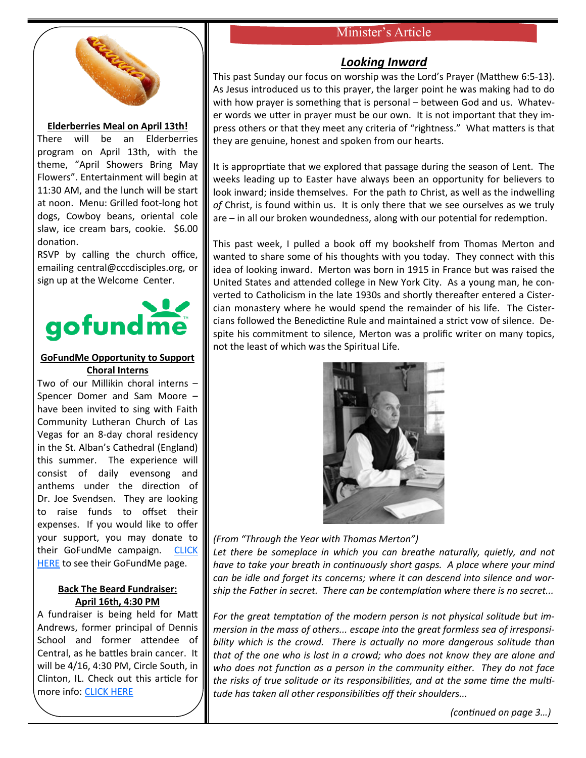**Elderberries Meal on April 13th!**

There will be an Elderberries program on April 13th, with the theme, "April Showers Bring May Flowers". Entertainment will begin at 11:30 AM, and the lunch will be start at noon. Menu: Grilled foot-long hot dogs, Cowboy beans, oriental cole slaw, ice cream bars, cookie. $6.00 donation.

RSVP by calling the church office, emailing central@cccdisciples.org, or sign up at the Welcome Center.

**GoFundMe Opportunity to Support Choral Interns**

Two of our Millikin choral interns – Spencer Domer and Sam Moore – have been invited to sing with Faith Community Lutheran Church of Las Vegas for an 8-day choral residency in the St. Alban's Cathedral (England) this summer. The experience will consist of daily evensong and anthems under the direction of Dr. Joe Svendsen. They are looking to raise funds to offset their expenses. If you would like to offer your support, you may donate to their GoFundMe campaign. CLICK HERE to see their GoFundMe page.

**Back The Beard Fundraiser: April 16th, 4:30 PM**

A fundraiser is being held for Matt Andrews, former principal of Dennis School and former attendee of Central, as he battles brain cancer. It will be 4/16, 4:30 PM, Circle South, in Clinton, IL. Check out this article for more info: CLICK HERE

## Minister's Article

### *Looking Inward*

This past Sunday our focus on worship was the Lord's Prayer (Matthew 6:5-13). As Jesus introduced us to this prayer, the larger point he was making had to do with how prayer is something that is personal – between God and us. Whatever words we utter in prayer must be our own. It is not important that they impress others or that they meet any criteria of "rightness." What matters is that they are genuine, honest and spoken from our hearts.

It is approprtiate that we explored that passage during the season of Lent. The weeks leading up to Easter have always been an opportunity for believers to look inward; inside themselves. For the path *to* Christ, as well as the indwelling *of* Christ, is found within us. It is only there that we see ourselves as we truly are – in all our broken woundedness, along with our potential for redemption.

This past week, I pulled a book off my bookshelf from Thomas Merton and wanted to share some of his thoughts with you today. They connect with this idea of looking inward. Merton was born in 1915 in France but was raised the United States and attended college in New York City. As a young man, he converted to Catholicism in the late 1930s and shortly thereafter entered a Cistercian monastery where he would spend the remainder of his life. The Cistercians followed the Benedictine Rule and maintained a strict vow of silence. Despite his commitment to silence, Merton was a prolific writer on many topics, not the least of which was the Spiritual Life.

*(From "Through the Year with Thomas Merton")*

*Let there be someplace in which you can breathe naturally, quietly, and not have to take your breath in continuously short gasps. A place where your mind can be idle and forget its concerns; where it can descend into silence and worship the Father in secret. There can be contemplation where there is no secret...*

*For the great temptation of the modern person is not physical solitude but immersion in the mass of others... escape into the great formless sea of irresponsibility which is the crowd. There is actually no more dangerous solitude than that of the one who is lost in a crowd; who does not know they are alone and who does not function as a person in the community either. They do not face the risks of true solitude or its responsibilities, and at the same time the multitude has taken all other responsibilities off their shoulders...*

*(continued on page 3…)*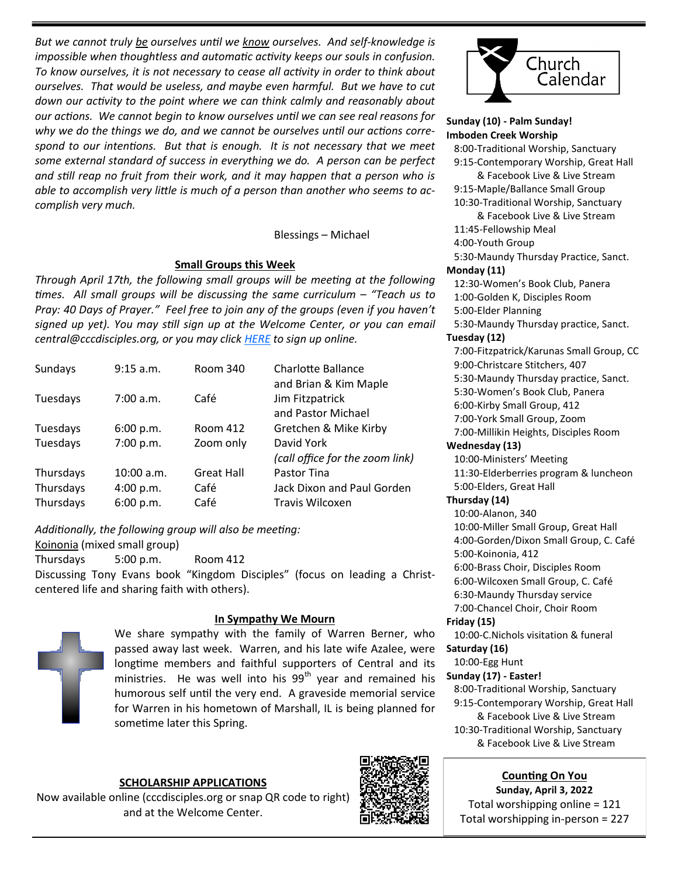*But we cannot truly* *__be__* *ourselves until we* *__know__* *ourselves. And self-knowledge is impossible when thoughtless and automatic activity keeps our souls in confusion. To know ourselves, it is not necessary to cease all activity in order to think about ourselves. That would be useless, and maybe even harmful. But we have to cut down our activity to the point where we can think calmly and reasonably about our actions. We cannot begin to know ourselves until we can see real reasons for why we do the things we do, and we cannot be ourselves until our actions correspond to our intentions. But that is enough. It is not necessary that we meet some external standard of success in everything we do. A person can be perfect and still reap no fruit from their work, and it may happen that a person who is able to accomplish very little is much of a person than another who seems to accomplish very much.*

Blessings – Michael

## Small Groups this Week

*Through April 17th, the following small groups will be meeting at the following times. All small groups will be discussing the same curriculum – "Teach us to Pray: 40 Days of Prayer." Feel free to join any of the groups (even if you haven't signed up yet). You may still sign up at the Welcome Center, or you can email central@cccdisciples.org, or you may click HERE to sign up online.*

| | | | |
|---|---|---|---|
| Sundays | 9:15 a.m. | Room 340 | Charlotte Ballance and Brian & Kim Maple |
| Tuesdays | 7:00 a.m. | Café | Jim Fitzpatrick and Pastor Michael |
| Tuesdays | 6:00 p.m. | Room 412 | Gretchen & Mike Kirby |
| Tuesdays | 7:00 p.m. | Zoom only | David York *(call office for the zoom link)* |
| Thursdays | 10:00 a.m. | Great Hall | Pastor Tina |
| Thursdays | 4:00 p.m. | Café | Jack Dixon and Paul Gorden |
| Thursdays | 6:00 p.m. | Café | Travis Wilcoxen |

*Additionally, the following group will also be meeting:*

Koinonia (mixed small group)

Thursdays 5:00 p.m. Room 412

Discussing Tony Evans book "Kingdom Disciples" (focus on leading a Christ-centered life and sharing faith with others).

## In Sympathy We Mourn

We share sympathy with the family of Warren Berner, who passed away last week. Warren, and his late wife Azalee, were longtime members and faithful supporters of Central and its ministries. He was well into his 99th year and remained his humorous self until the very end. A graveside memorial service for Warren in his hometown of Marshall, IL is being planned for sometime later this Spring.

## SCHOLARSHIP APPLICATIONS

Now available online (cccdisciples.org or snap QR code to right) and at the Welcome Center.

## Church Calendar

**Sunday (10) - Palm Sunday!**
**Imboden Creek Worship**
- 8:00-Traditional Worship, Sanctuary
- 9:15-Contemporary Worship, Great Hall & Facebook Live & Live Stream
- 9:15-Maple/Ballance Small Group
- 10:30-Traditional Worship, Sanctuary & Facebook Live & Live Stream
- 11:45-Fellowship Meal
- 4:00-Youth Group
- 5:30-Maundy Thursday Practice, Sanct.

**Monday (11)**
- 12:30-Women's Book Club, Panera
- 1:00-Golden K, Disciples Room
- 5:00-Elder Planning
- 5:30-Maundy Thursday practice, Sanct.

**Tuesday (12)**
- 7:00-Fitzpatrick/Karunas Small Group, CC
- 9:00-Christcare Stitchers, 407
- 5:30-Maundy Thursday practice, Sanct.
- 5:30-Women's Book Club, Panera
- 6:00-Kirby Small Group, 412
- 7:00-York Small Group, Zoom
- 7:00-Millikin Heights, Disciples Room

**Wednesday (13)**
- 10:00-Ministers' Meeting
- 11:30-Elderberries program & luncheon
- 5:00-Elders, Great Hall

**Thursday (14)**
- 10:00-Alanon, 340
- 10:00-Miller Small Group, Great Hall
- 4:00-Gorden/Dixon Small Group, C. Café
- 5:00-Koinonia, 412
- 6:00-Brass Choir, Disciples Room
- 6:00-Wilcoxen Small Group, C. Café
- 6:30-Maundy Thursday service
- 7:00-Chancel Choir, Choir Room

**Friday (15)**
- 10:00-C.Nichols visitation & funeral

**Saturday (16)**
- 10:00-Egg Hunt

**Sunday (17) - Easter!**
- 8:00-Traditional Worship, Sanctuary
- 9:15-Contemporary Worship, Great Hall & Facebook Live & Live Stream
- 10:30-Traditional Worship, Sanctuary & Facebook Live & Live Stream

## Counting On You

**Sunday, April 3, 2022**

Total worshipping online = 121

Total worshipping in-person = 227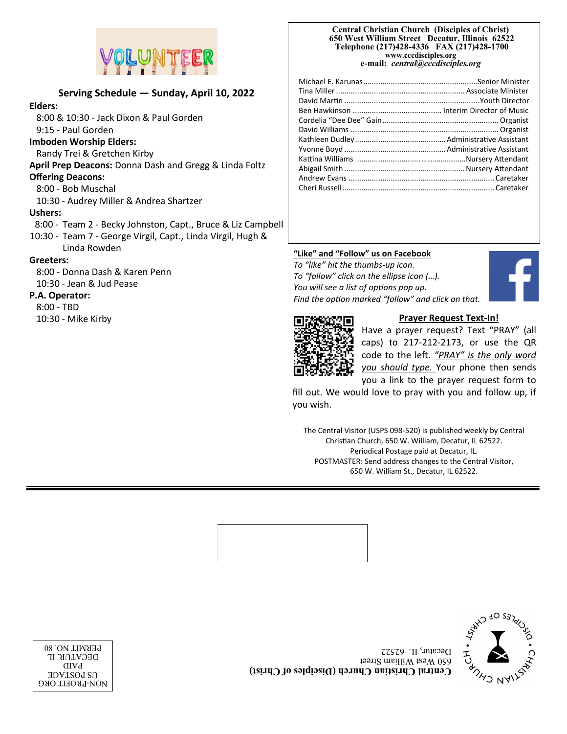VOLUNTEER

## Serving Schedule — Sunday, April 10, 2022

**Elders:**
8:00 & 10:30 - Jack Dixon & Paul Gorden
9:15 - Paul Gorden

**Imboden Worship Elders:**
Randy Trei & Gretchen Kirby

**April Prep Deacons:** Donna Dash and Gregg & Linda Foltz

**Offering Deacons:**
8:00 - Bob Muschal
10:30 - Audrey Miller & Andrea Shartzer

**Ushers:**
8:00 - Team 2 - Becky Johnston, Capt., Bruce & Liz Campbell
10:30 - Team 7 - George Virgil, Capt., Linda Virgil, Hugh & Linda Rowden

**Greeters:**
8:00 - Donna Dash & Karen Penn
10:30 - Jean & Jud Pease

**P.A. Operator:**
8:00 - TBD
10:30 - Mike Kirby

**Central Christian Church (Disciples of Christ)**
**650 West William Street Decatur, Illinois 62522**
**Telephone (217)428-4336 FAX (217)428-1700**
**www.cccdisciples.org**
**e-mail:** *central@cccdisciples.org*

| | |
|---|---|
| Michael E. Karunas | Senior Minister |
| Tina Miller | Associate Minister |
| David Martin | Youth Director |
| Ben Hawkinson | Interim Director of Music |
| Cordelia "Dee Dee" Gain | Organist |
| David Williams | Organist |
| Kathleen Dudley | Administrative Assistant |
| Yvonne Boyd | Administrative Assistant |
| Kattina Williams | Nursery Attendant |
| Abigail Smith | Nursery Attendant |
| Andrew Evans | Caretaker |
| Cheri Russell | Caretaker |

**"Like" and "Follow" us on Facebook**

*To "like" hit the thumbs-up icon.*
*To "follow" click on the ellipse icon (…).*
*You will see a list of options pop up.*
*Find the option marked "follow" and click on that.*

**Prayer Request Text-In!**

Have a prayer request? Text "PRAY" (all caps) to 217-212-2173, or use the QR code to the left. *"PRAY" is the only word you should type.* Your phone then sends you a link to the prayer request form to fill out. We would love to pray with you and follow up, if you wish.

The Central Visitor (USPS 098-520) is published weekly by Central Christian Church, 650 W. William, Decatur, IL 62522.
Periodical Postage paid at Decatur, IL.
POSTMASTER: Send address changes to the Central Visitor, 650 W. William St., Decatur, IL 62522.

---

NON-PROFIT ORG
US POSTAGE
PAID
DECATUR, IL
PERMIT NO. 80

**Central Christian Church (Disciples of Christ)**
650 West William Street
Decatur, IL 62522

DISCIPLES OF CHRIST • CHRISTIAN CHURCH •